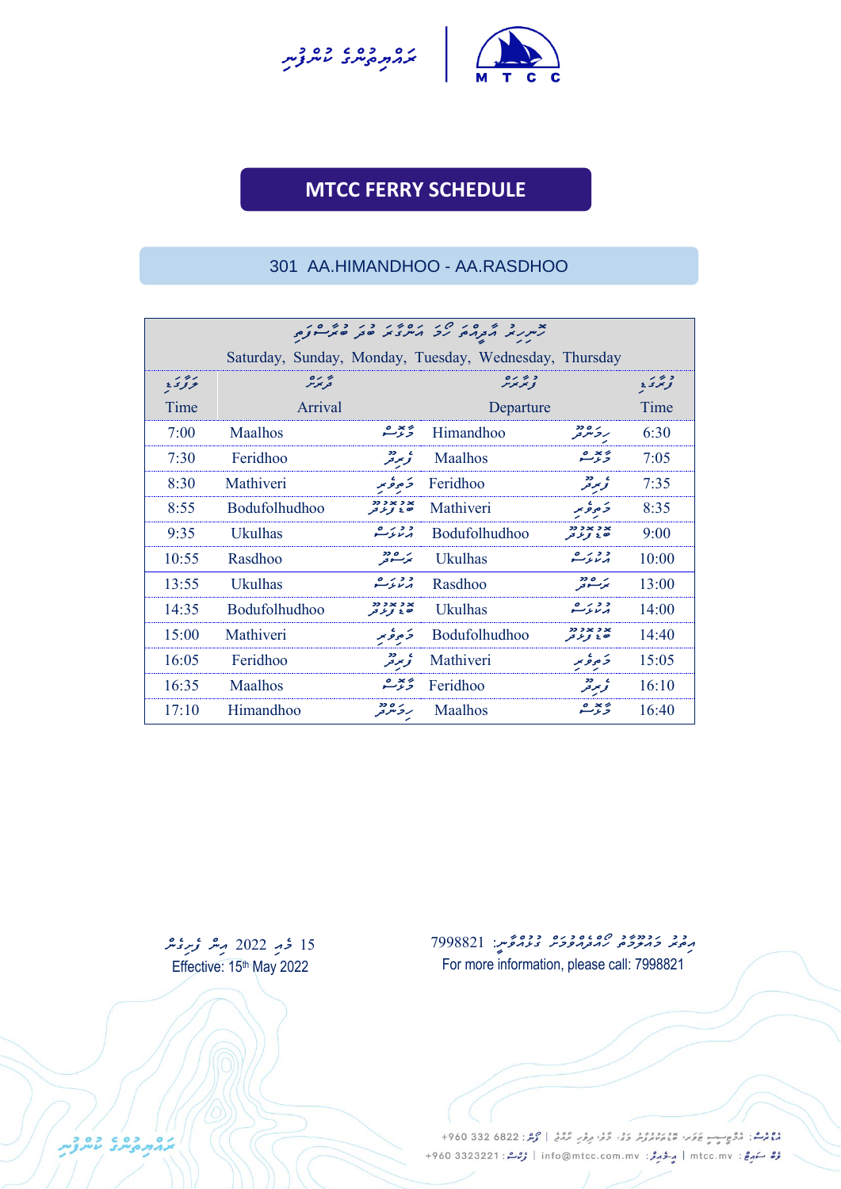# MTCC FERRY SCHEDULE

## 301 AA.HIMANDHOO - AA.RASDHOO

Saturday, Sunday, Monday, Tuesday, Wednesday, Thursday

| Time | Arrival | | Departure | | Time |
|---|---|---|---|---|---|
| 7:00 | Maalhos | | Himandhoo | | 6:30 |
| 7:30 | Feridhoo | | Maalhos | | 7:05 |
| 8:30 | Mathiveri | | Feridhoo | | 7:35 |
| 8:55 | Bodufolhudhoo | | Mathiveri | | 8:35 |
| 9:35 | Ukulhas | | Bodufolhudhoo | | 9:00 |
| 10:55 | Rasdhoo | | Ukulhas | | 10:00 |
| 13:55 | Ukulhas | | Rasdhoo | | 13:00 |
| 14:35 | Bodufolhudhoo | | Ukulhas | | 14:00 |
| 15:00 | Mathiveri | | Bodufolhudhoo | | 14:40 |
| 16:05 | Feridhoo | | Mathiveri | | 15:05 |
| 16:35 | Maalhos | | Feridhoo | | 16:10 |
| 17:10 | Himandhoo | | Maalhos | | 16:40 |

Effective: 15th May 2022

For more information, please call: 7998821

+960 332 6822 | info@mtcc.com.mv | mtcc.mv | +960 3323221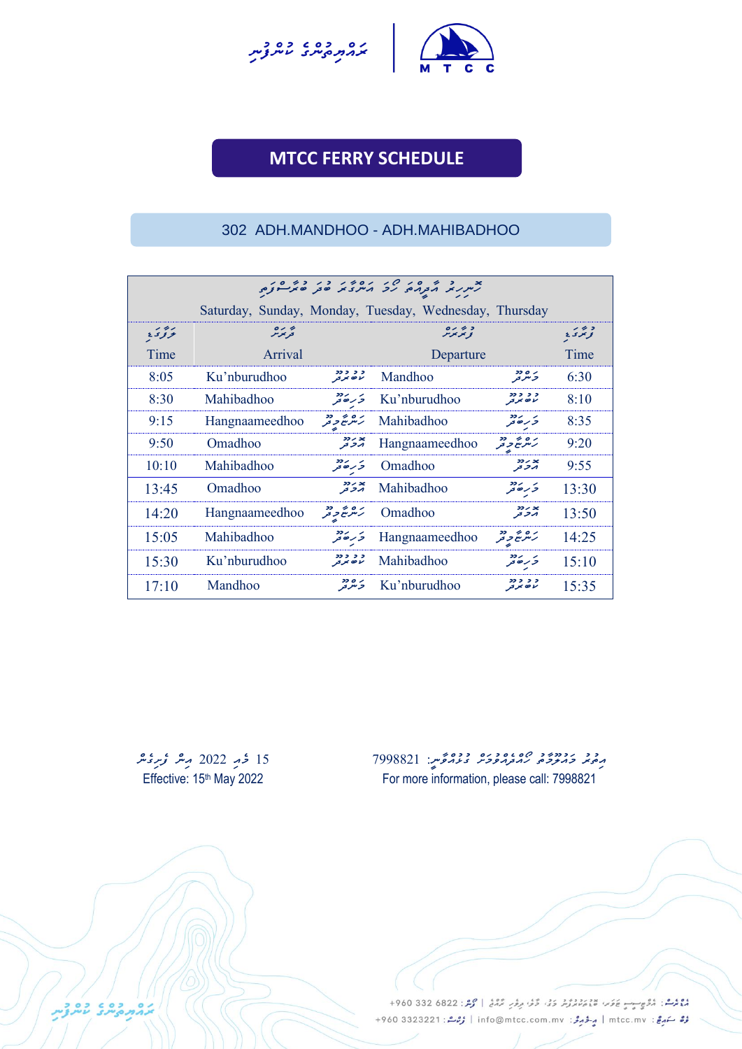# MTCC FERRY SCHEDULE

## 302 ADH.MANDHOO - ADH.MAHIBADHOO

| Saturday, Sunday, Monday, Tuesday, Wednesday, Thursday | | | |
|---|---|---|---|
| Time | Arrival | Departure | Time |
| 8:05 | Ku'nburudhoo | Mandhoo | 6:30 |
| 8:30 | Mahibadhoo | Ku'nburudhoo | 8:10 |
| 9:15 | Hangnaameedhoo | Mahibadhoo | 8:35 |
| 9:50 | Omadhoo | Hangnaameedhoo | 9:20 |
| 10:10 | Mahibadhoo | Omadhoo | 9:55 |
| 13:45 | Omadhoo | Mahibadhoo | 13:30 |
| 14:20 | Hangnaameedhoo | Omadhoo | 13:50 |
| 15:05 | Mahibadhoo | Hangnaameedhoo | 14:25 |
| 15:30 | Ku'nburudhoo | Mahibadhoo | 15:10 |
| 17:10 | Mandhoo | Ku'nburudhoo | 15:35 |

Effective: 15th May 2022

For more information, please call: 7998821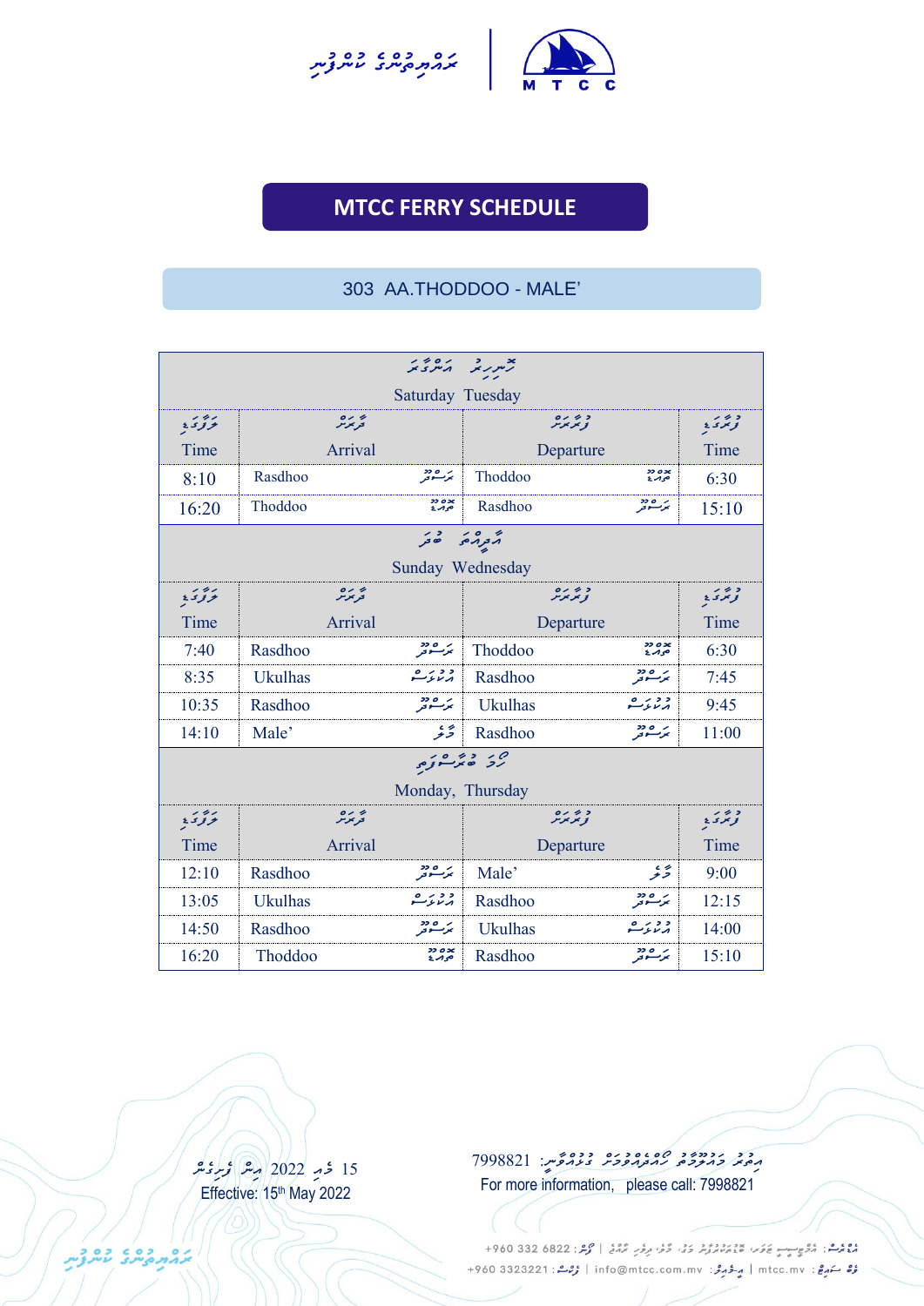# MTCC FERRY SCHEDULE

## 303 AA.THODDOO - MALE'

| Time | Arrival | Departure | Time |
|---|---|---|---|
| **Saturday Tuesday** | | | |
| 8:10 | Rasdhoo | Thoddoo | 6:30 |
| 16:20 | Thoddoo | Rasdhoo | 15:10 |
| **Sunday Wednesday** | | | |
| 7:40 | Rasdhoo | Thoddoo | 6:30 |
| 8:35 | Ukulhas | Rasdhoo | 7:45 |
| 10:35 | Rasdhoo | Ukulhas | 9:45 |
| 14:10 | Male' | Rasdhoo | 11:00 |
| **Monday, Thursday** | | | |
| 12:10 | Rasdhoo | Male' | 9:00 |
| 13:05 | Ukulhas | Rasdhoo | 12:15 |
| 14:50 | Rasdhoo | Ukulhas | 14:00 |
| 16:20 | Thoddoo | Rasdhoo | 15:10 |

Effective: 15th May 2022

For more information, please call: 7998821

+960 332 6822 | info@mtcc.com.mv | mtcc.mv | +960 3323221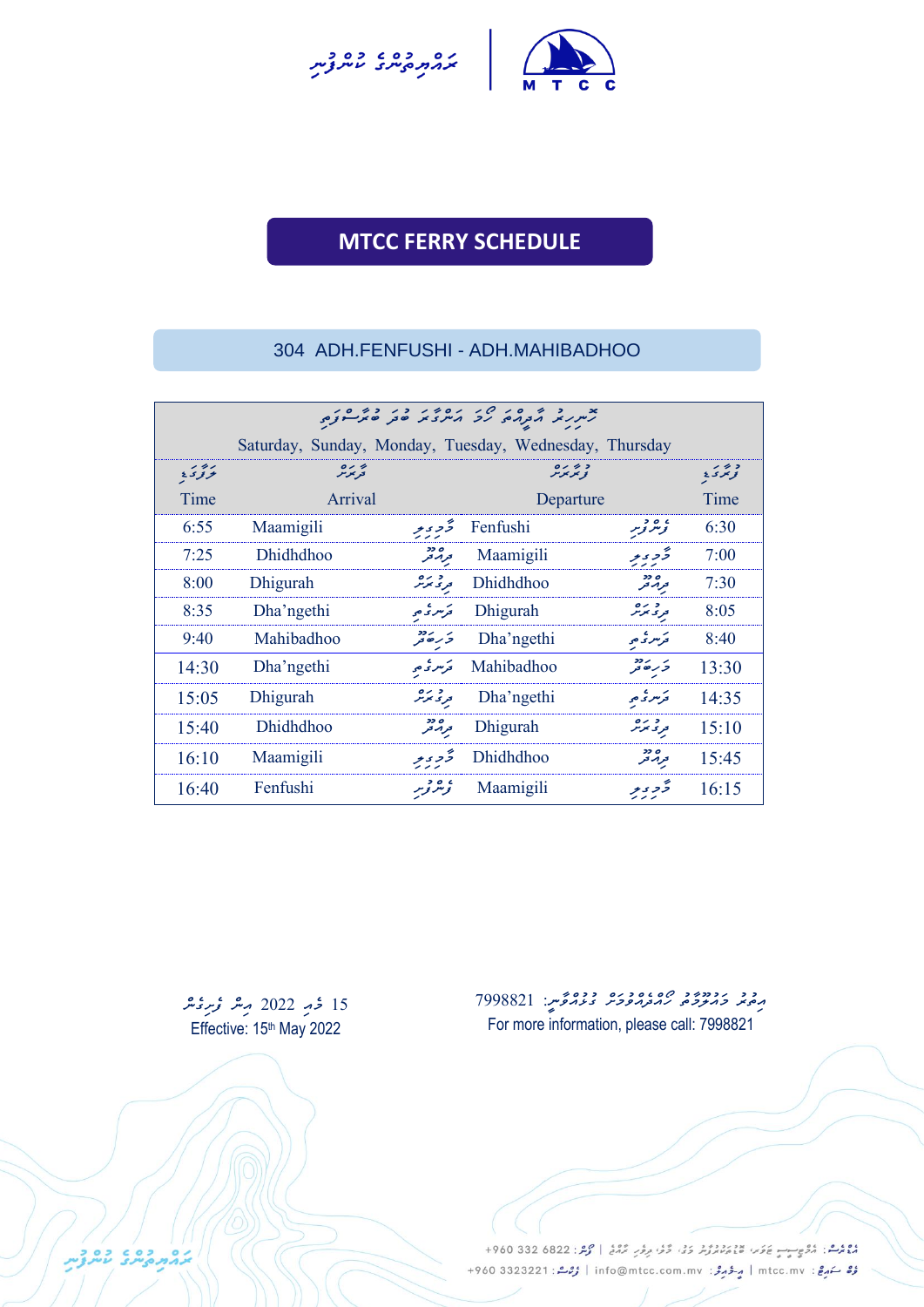# MTCC FERRY SCHEDULE

## 304 ADH.FENFUSHI - ADH.MAHIBADHOO

Saturday, Sunday, Monday, Tuesday, Wednesday, Thursday

| Time | Arrival | Departure | Time |
|---|---|---|---|
| 6:55 | Maamigili | Fenfushi | 6:30 |
| 7:25 | Dhidhdhoo | Maamigili | 7:00 |
| 8:00 | Dhigurah | Dhidhdhoo | 7:30 |
| 8:35 | Dha'ngethi | Dhigurah | 8:05 |
| 9:40 | Mahibadhoo | Dha'ngethi | 8:40 |
| 14:30 | Dha'ngethi | Mahibadhoo | 13:30 |
| 15:05 | Dhigurah | Dha'ngethi | 14:35 |
| 15:40 | Dhidhdhoo | Dhigurah | 15:10 |
| 16:10 | Maamigili | Dhidhdhoo | 15:45 |
| 16:40 | Fenfushi | Maamigili | 16:15 |

Effective: 15th May 2022

For more information, please call: 7998821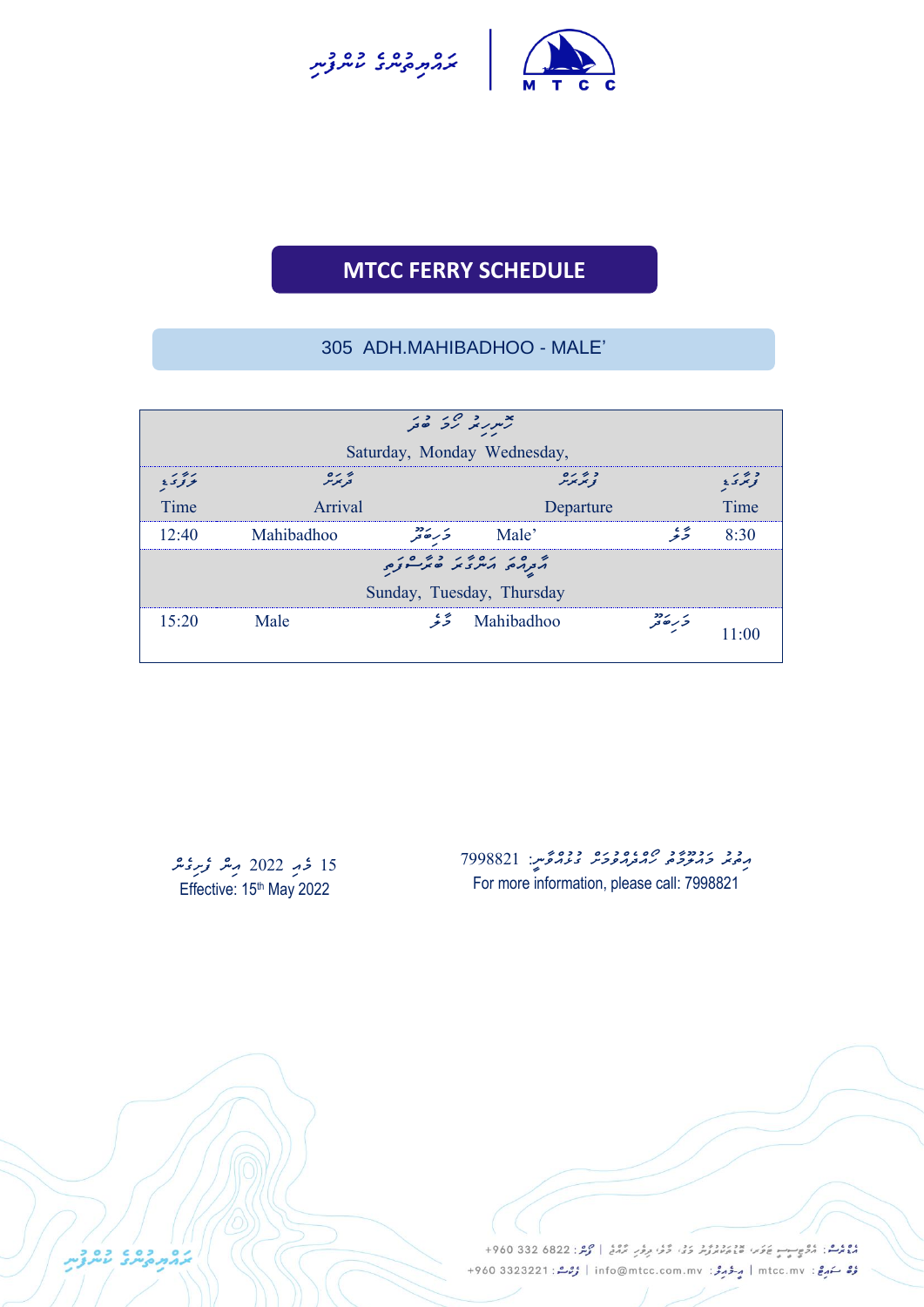# MTCC FERRY SCHEDULE

## 305 ADH.MAHIBADHOO - MALE'

| Time | Arrival | | Departure | | Time |
|---|---|---|---|---|---|
| Saturday, Monday Wednesday, | | | | | |
| 12:40 | Mahibadhoo | | Male' | | 8:30 |
| Sunday, Tuesday, Thursday | | | | | |
| 15:20 | Male | | Mahibadhoo | | 11:00 |

Effective: 15th May 2022

For more information, please call: 7998821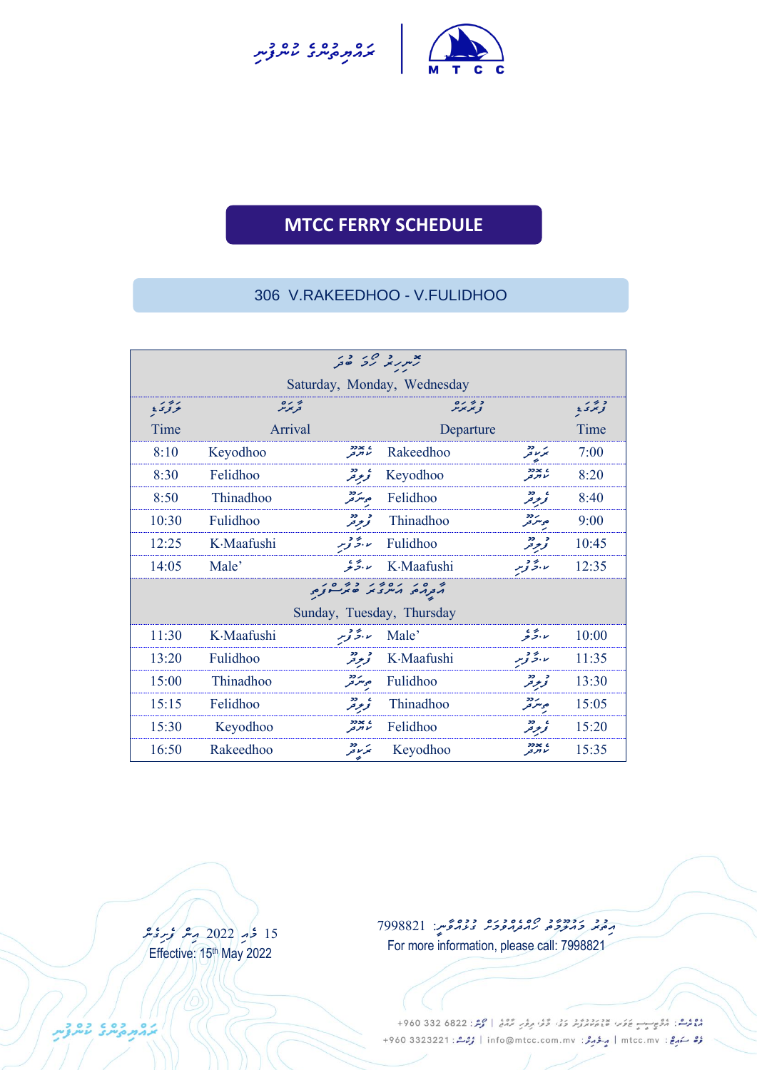# MTCC FERRY SCHEDULE

## 306 V.RAKEEDHOO - V.FULIDHOO

| ހޮނިހިރު ހޯމަ ބުދަ | | | | | |
|---|---|---|---|---|---|
| Saturday, Monday, Wednesday | | | | | |
| ވަގުތު Time | ފޯރާނެ Arrival | | ފުރާނެ Departure | | ފުރާވަގުތު Time |
| 8:10 | Keyodhoo | ކެޔޮދޫ | Rakeedhoo | ރަކީދޫ | 7:00 |
| 8:30 | Felidhoo | ފެލިދޫ | Keyodhoo | ކެޔޮދޫ | 8:20 |
| 8:50 | Thinadhoo | ތިނަދޫ | Felidhoo | ފެލިދޫ | 8:40 |
| 10:30 | Fulidhoo | ފުލިދޫ | Thinadhoo | ތިނަދޫ | 9:00 |
| 12:25 | K.Maafushi | ކ.މާފުށި | Fulidhoo | ފުލިދޫ | 10:45 |
| 14:05 | Male' | ކ.މާލެ | K.Maafushi | ކ.މާފުށި | 12:35 |
| އާދިއްތަ އަންގާރަ ބުރާސްފަތި | | | | | |
| Sunday, Tuesday, Thursday | | | | | |
| 11:30 | K.Maafushi | ކ.މާފުށި | Male' | ކ.މާލެ | 10:00 |
| 13:20 | Fulidhoo | ފުލިދޫ | K.Maafushi | ކ.މާފުށި | 11:35 |
| 15:00 | Thinadhoo | ތިނަދޫ | Fulidhoo | ފުލިދޫ | 13:30 |
| 15:15 | Felidhoo | ފެލިދޫ | Thinadhoo | ތިނަދޫ | 15:05 |
| 15:30 | Keyodhoo | ކެޔޮދޫ | Felidhoo | ފެލިދޫ | 15:20 |
| 16:50 | Rakeedhoo | ރަކީދޫ | Keyodhoo | ކެޔޮދޫ | 15:35 |

15 މޭ 2022 އިން ފެށިގެން
Effective: 15th May 2022

އިތުރު މަޢުލޫމާތު ސާފުކުރުމަށް ގުޅުއްވާނީ: 7998821
For more information, please call: 7998821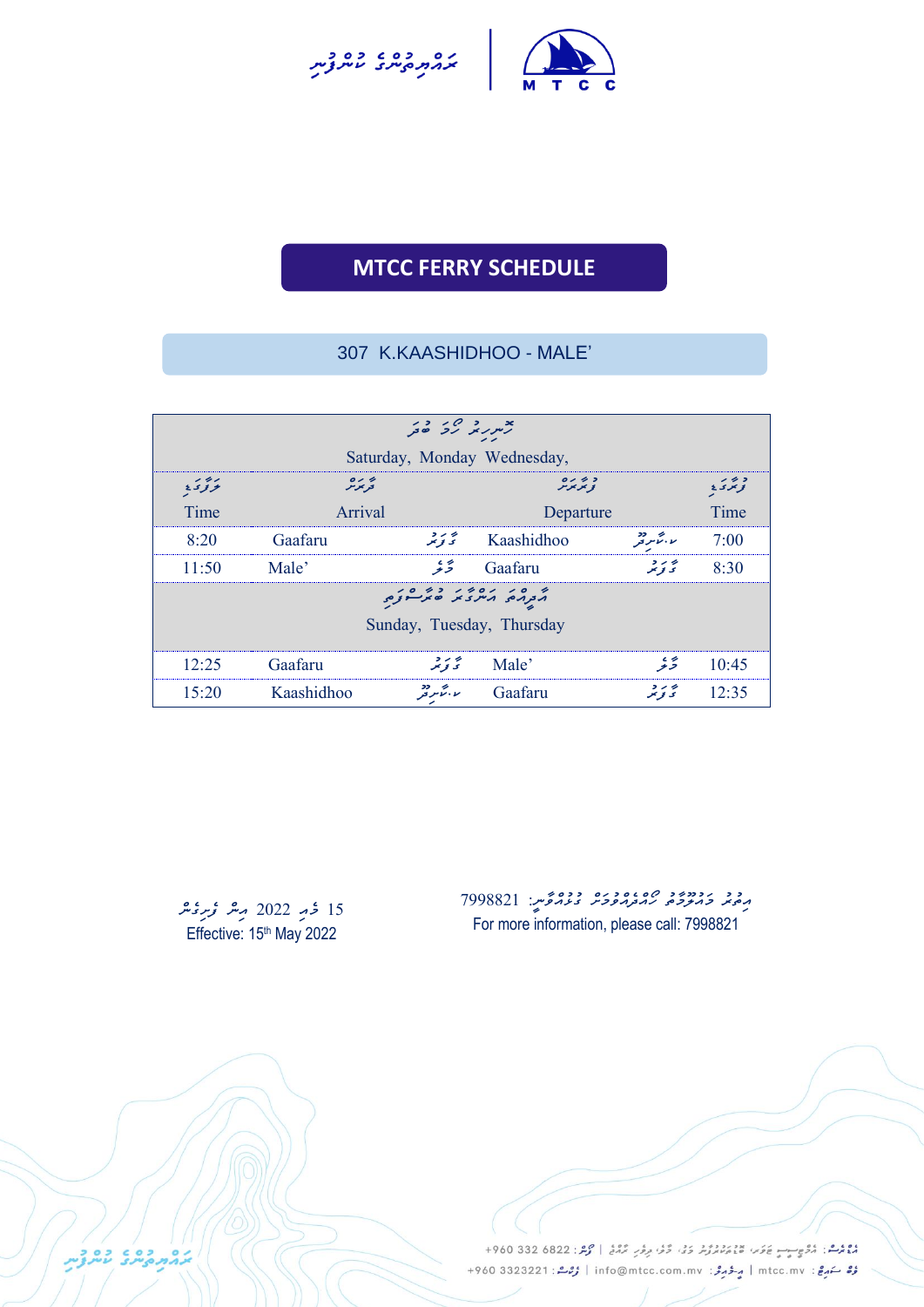ރައްޔިތުންގެ ކުންފުނި

# MTCC FERRY SCHEDULE

## 307 K.KAASHIDHOO - MALE'

| ވަގުތު Time | ފޯނަން Arrival | | ފުރާނެ Departure | | ވަގުތު Time |
|---|---|---|---|---|---|
| | ހޮނިހިރު ހޯމަ ބުދަ Saturday, Monday Wednesday, | | | | |
| 8:20 | Gaafaru | ގާފަރު | Kaashidhoo | ކ.ކާށިދޫ | 7:00 |
| 11:50 | Male' | މާލެ | Gaafaru | ގާފަރު | 8:30 |
| | އާދިއްތަ އަންގާރަ ބުރާސްފަތި Sunday, Tuesday, Thursday | | | | |
| 12:25 | Gaafaru | ގާފަރު | Male' | މާލެ | 10:45 |
| 15:20 | Kaashidhoo | ކ.ކާށިދޫ | Gaafaru | ގާފަރު | 12:35 |

15 މެއި 2022 އިން ފެށިގެން
Effective: 15th May 2022

އިތުރު މަޢުލޫމާތު ހޯދުމަށް ގުޅުއްވާނީ: 7998821
For more information, please call: 7998821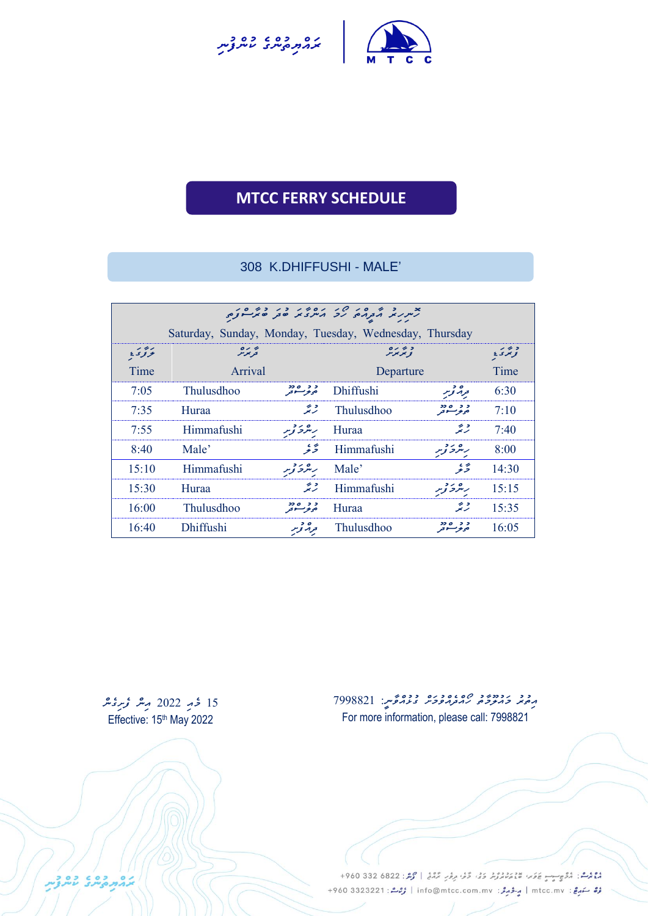# MTCC FERRY SCHEDULE

## 308 K.DHIFFUSHI - MALE'

| Saturday, Sunday, Monday, Tuesday, Wednesday, Thursday | | | |
|---|---|---|---|
| Time | Arrival | Departure | Time |
| 7:05 | Thulusdhoo | Dhiffushi | 6:30 |
| 7:35 | Huraa | Thulusdhoo | 7:10 |
| 7:55 | Himmafushi | Huraa | 7:40 |
| 8:40 | Male' | Himmafushi | 8:00 |
| 15:10 | Himmafushi | Male' | 14:30 |
| 15:30 | Huraa | Himmafushi | 15:15 |
| 16:00 | Thulusdhoo | Huraa | 15:35 |
| 16:40 | Dhiffushi | Thulusdhoo | 16:05 |

Effective: 15th May 2022

For more information, please call: 7998821

+960 332 6822 | info@mtcc.com.mv | mtcc.mv | +960 3323221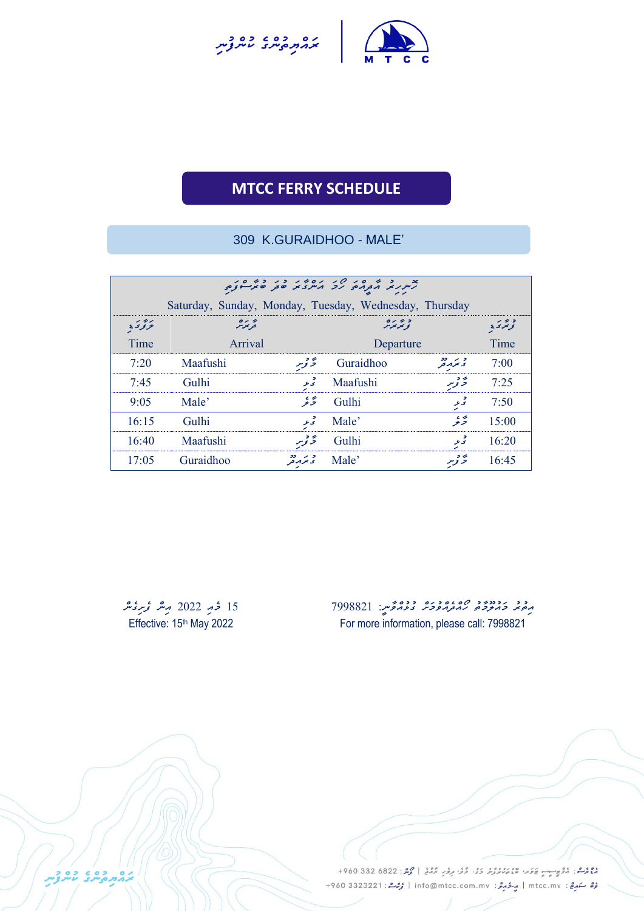# MTCC FERRY SCHEDULE

## 309 K.GURAIDHOO - MALE'

| Saturday, Sunday, Monday, Tuesday, Wednesday, Thursday | | | |
|---|---|---|---|
| Time | Arrival | Departure | Time |
| 7:20 | Maafushi | Guraidhoo | 7:00 |
| 7:45 | Gulhi | Maafushi | 7:25 |
| 9:05 | Male' | Gulhi | 7:50 |
| 16:15 | Gulhi | Male' | 15:00 |
| 16:40 | Maafushi | Gulhi | 16:20 |
| 17:05 | Guraidhoo | Male' | 16:45 |

Effective: 15th May 2022

For more information, please call: 7998821

+960 332 6822 | info@mtcc.com.mv | mtcc.mv | +960 3323221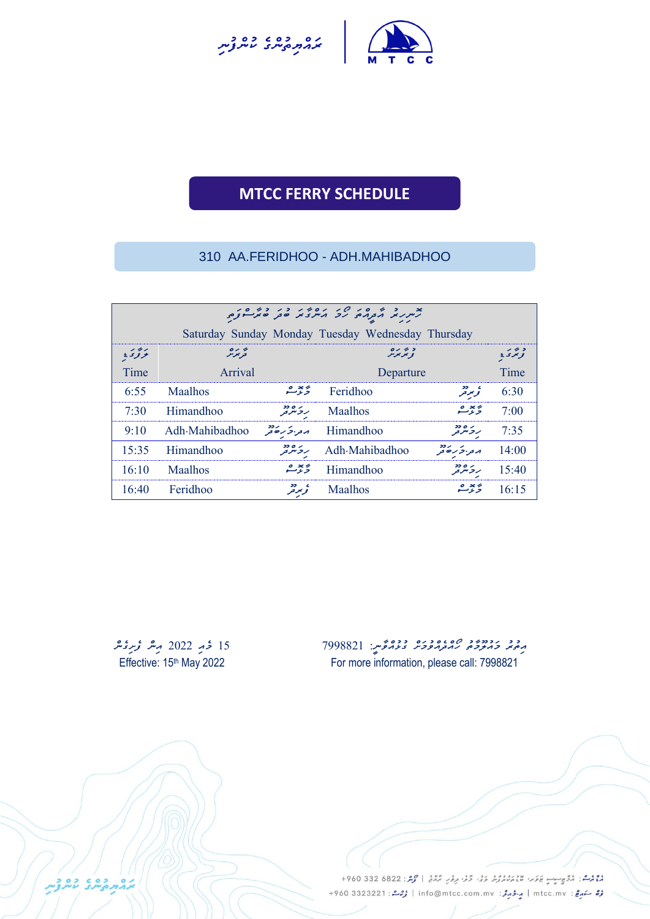# MTCC FERRY SCHEDULE

## 310 AA.FERIDHOO - ADH.MAHIBADHOO

| Saturday Sunday Monday Tuesday Wednesday Thursday | | | |
|---|---|---|---|
| Time | Arrival | Departure | Time |
| 6:55 | Maalhos | Feridhoo | 6:30 |
| 7:30 | Himandhoo | Maalhos | 7:00 |
| 9:10 | Adh·Mahibadhoo | Himandhoo | 7:35 |
| 15:35 | Himandhoo | Adh·Mahibadhoo | 14:00 |
| 16:10 | Maalhos | Himandhoo | 15:40 |
| 16:40 | Feridhoo | Maalhos | 16:15 |

Effective: 15th May 2022

For more information, please call: 7998821

+960 332 6822 | info@mtcc.com.mv | mtcc.mv | +960 3323221